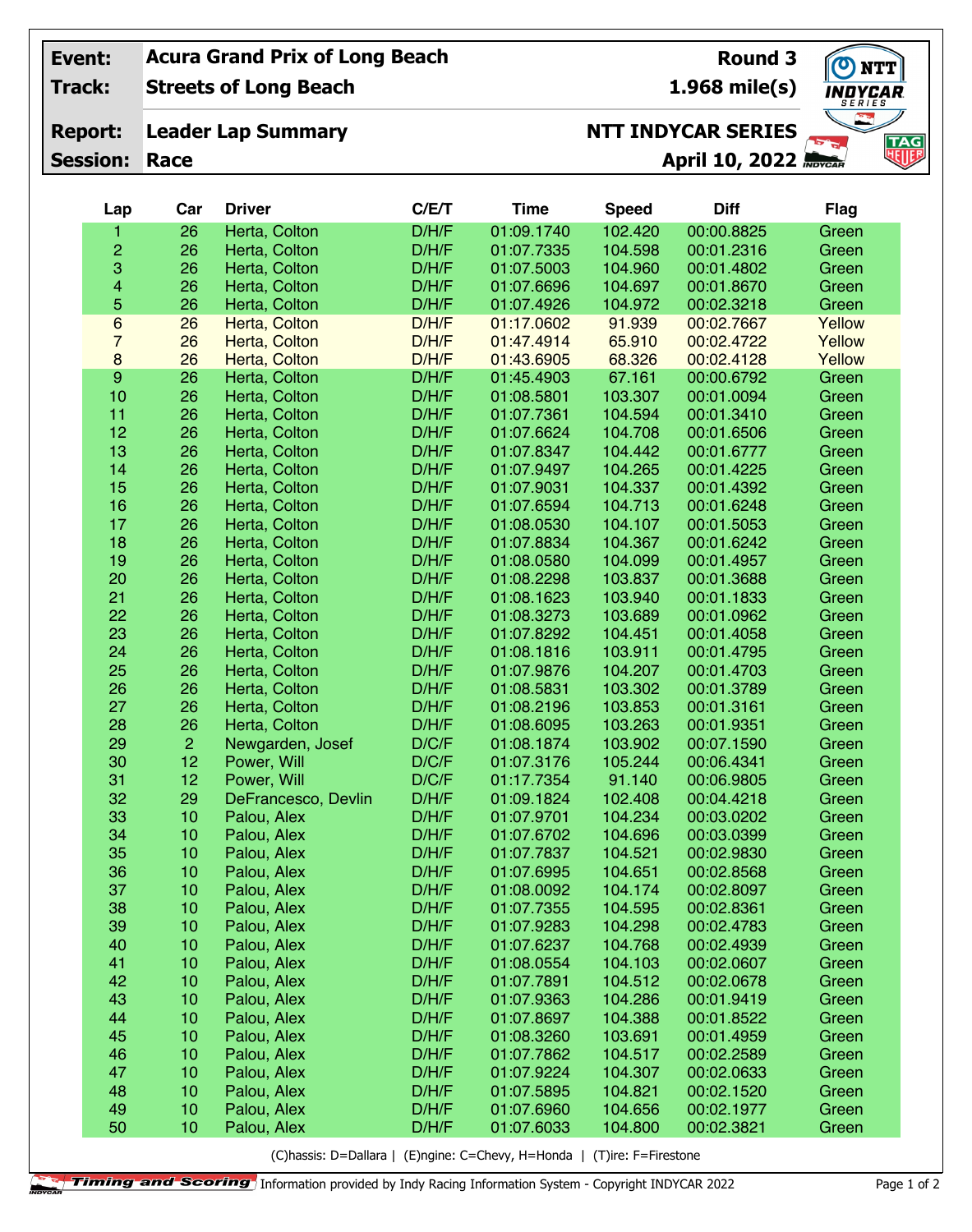| Event: | Acura Grand Prix of Long Beach | Round 3 |
|---|---|---|
| Track: | Streets of Long Beach | 1.968 mile(s) |
| Report: | Leader Lap Summary | NTT INDYCAR SERIES |
| Session: | Race | April 10, 2022 |

| Lap | Car | Driver | C/E/T | Time | Speed | Diff | Flag |
|---|---|---|---|---|---|---|---|
| 1 | 26 | Herta, Colton | D/H/F | 01:09.1740 | 102.420 | 00:00.8825 | Green |
| 2 | 26 | Herta, Colton | D/H/F | 01:07.7335 | 104.598 | 00:01.2316 | Green |
| 3 | 26 | Herta, Colton | D/H/F | 01:07.5003 | 104.960 | 00:01.4802 | Green |
| 4 | 26 | Herta, Colton | D/H/F | 01:07.6696 | 104.697 | 00:01.8670 | Green |
| 5 | 26 | Herta, Colton | D/H/F | 01:07.4926 | 104.972 | 00:02.3218 | Green |
| 6 | 26 | Herta, Colton | D/H/F | 01:17.0602 | 91.939 | 00:02.7667 | Yellow |
| 7 | 26 | Herta, Colton | D/H/F | 01:47.4914 | 65.910 | 00:02.4722 | Yellow |
| 8 | 26 | Herta, Colton | D/H/F | 01:43.6905 | 68.326 | 00:02.4128 | Yellow |
| 9 | 26 | Herta, Colton | D/H/F | 01:45.4903 | 67.161 | 00:00.6792 | Green |
| 10 | 26 | Herta, Colton | D/H/F | 01:08.5801 | 103.307 | 00:01.0094 | Green |
| 11 | 26 | Herta, Colton | D/H/F | 01:07.7361 | 104.594 | 00:01.3410 | Green |
| 12 | 26 | Herta, Colton | D/H/F | 01:07.6624 | 104.708 | 00:01.6506 | Green |
| 13 | 26 | Herta, Colton | D/H/F | 01:07.8347 | 104.442 | 00:01.6777 | Green |
| 14 | 26 | Herta, Colton | D/H/F | 01:07.9497 | 104.265 | 00:01.4225 | Green |
| 15 | 26 | Herta, Colton | D/H/F | 01:07.9031 | 104.337 | 00:01.4392 | Green |
| 16 | 26 | Herta, Colton | D/H/F | 01:07.6594 | 104.713 | 00:01.6248 | Green |
| 17 | 26 | Herta, Colton | D/H/F | 01:08.0530 | 104.107 | 00:01.5053 | Green |
| 18 | 26 | Herta, Colton | D/H/F | 01:07.8834 | 104.367 | 00:01.6242 | Green |
| 19 | 26 | Herta, Colton | D/H/F | 01:08.0580 | 104.099 | 00:01.4957 | Green |
| 20 | 26 | Herta, Colton | D/H/F | 01:08.2298 | 103.837 | 00:01.3688 | Green |
| 21 | 26 | Herta, Colton | D/H/F | 01:08.1623 | 103.940 | 00:01.1833 | Green |
| 22 | 26 | Herta, Colton | D/H/F | 01:08.3273 | 103.689 | 00:01.0962 | Green |
| 23 | 26 | Herta, Colton | D/H/F | 01:07.8292 | 104.451 | 00:01.4058 | Green |
| 24 | 26 | Herta, Colton | D/H/F | 01:08.1816 | 103.911 | 00:01.4795 | Green |
| 25 | 26 | Herta, Colton | D/H/F | 01:07.9876 | 104.207 | 00:01.4703 | Green |
| 26 | 26 | Herta, Colton | D/H/F | 01:08.5831 | 103.302 | 00:01.3789 | Green |
| 27 | 26 | Herta, Colton | D/H/F | 01:08.2196 | 103.853 | 00:01.3161 | Green |
| 28 | 26 | Herta, Colton | D/H/F | 01:08.6095 | 103.263 | 00:01.9351 | Green |
| 29 | 2 | Newgarden, Josef | D/C/F | 01:08.1874 | 103.902 | 00:07.1590 | Green |
| 30 | 12 | Power, Will | D/C/F | 01:07.3176 | 105.244 | 00:06.4341 | Green |
| 31 | 12 | Power, Will | D/C/F | 01:17.7354 | 91.140 | 00:06.9805 | Green |
| 32 | 29 | DeFrancesco, Devlin | D/H/F | 01:09.1824 | 102.408 | 00:04.4218 | Green |
| 33 | 10 | Palou, Alex | D/H/F | 01:07.9701 | 104.234 | 00:03.0202 | Green |
| 34 | 10 | Palou, Alex | D/H/F | 01:07.6702 | 104.696 | 00:03.0399 | Green |
| 35 | 10 | Palou, Alex | D/H/F | 01:07.7837 | 104.521 | 00:02.9830 | Green |
| 36 | 10 | Palou, Alex | D/H/F | 01:07.6995 | 104.651 | 00:02.8568 | Green |
| 37 | 10 | Palou, Alex | D/H/F | 01:08.0092 | 104.174 | 00:02.8097 | Green |
| 38 | 10 | Palou, Alex | D/H/F | 01:07.7355 | 104.595 | 00:02.8361 | Green |
| 39 | 10 | Palou, Alex | D/H/F | 01:07.9283 | 104.298 | 00:02.4783 | Green |
| 40 | 10 | Palou, Alex | D/H/F | 01:07.6237 | 104.768 | 00:02.4939 | Green |
| 41 | 10 | Palou, Alex | D/H/F | 01:08.0554 | 104.103 | 00:02.0607 | Green |
| 42 | 10 | Palou, Alex | D/H/F | 01:07.7891 | 104.512 | 00:02.0678 | Green |
| 43 | 10 | Palou, Alex | D/H/F | 01:07.9363 | 104.286 | 00:01.9419 | Green |
| 44 | 10 | Palou, Alex | D/H/F | 01:07.8697 | 104.388 | 00:01.8522 | Green |
| 45 | 10 | Palou, Alex | D/H/F | 01:08.3260 | 103.691 | 00:01.4959 | Green |
| 46 | 10 | Palou, Alex | D/H/F | 01:07.7862 | 104.517 | 00:02.2589 | Green |
| 47 | 10 | Palou, Alex | D/H/F | 01:07.9224 | 104.307 | 00:02.0633 | Green |
| 48 | 10 | Palou, Alex | D/H/F | 01:07.5895 | 104.821 | 00:02.1520 | Green |
| 49 | 10 | Palou, Alex | D/H/F | 01:07.6960 | 104.656 | 00:02.1977 | Green |
| 50 | 10 | Palou, Alex | D/H/F | 01:07.6033 | 104.800 | 00:02.3821 | Green |

(C)hassis: D=Dallara | (E)ngine: C=Chevy, H=Honda | (T)ire: F=Firestone

Timing and Scoring Information provided by Indy Racing Information System - Copyright INDYCAR 2022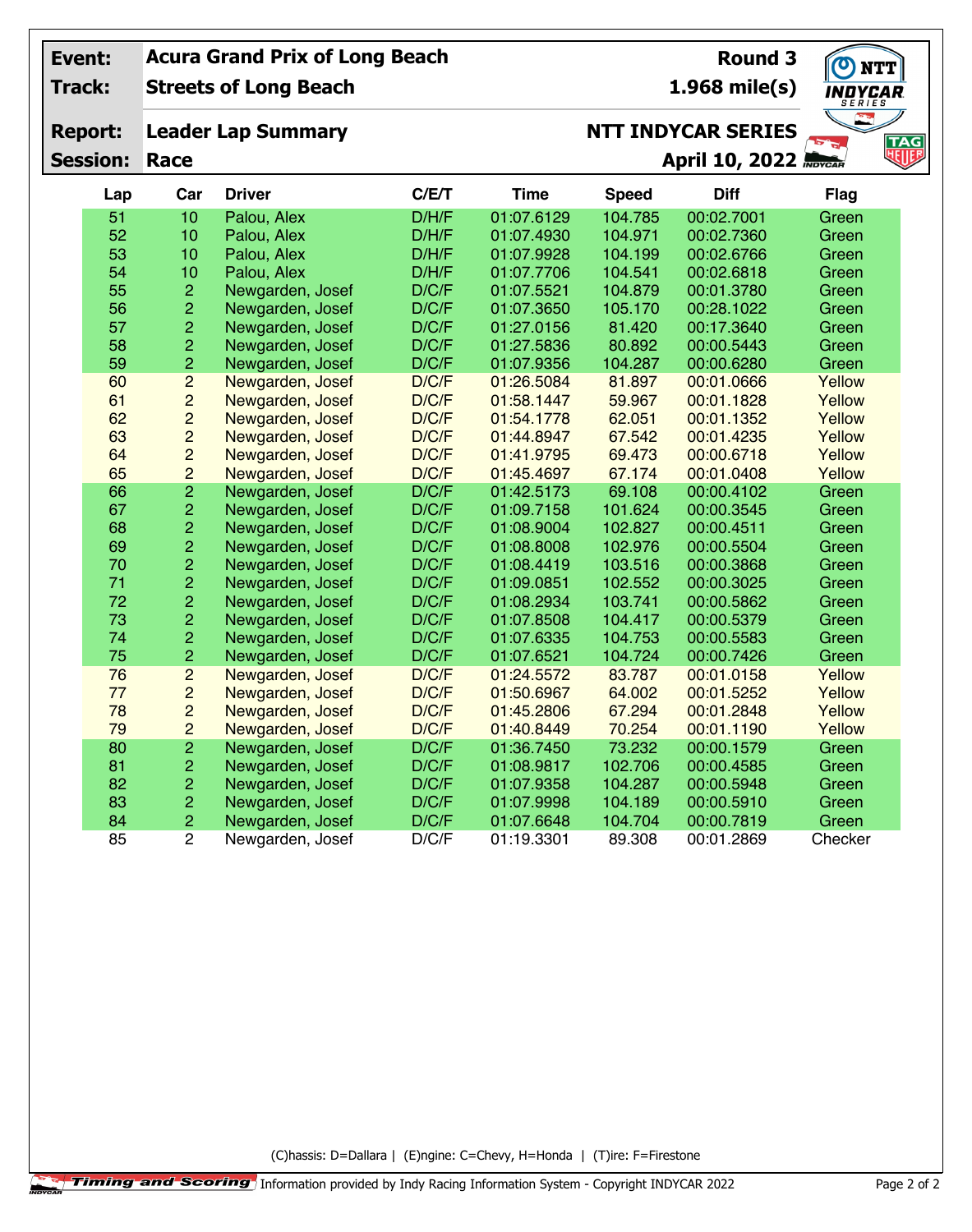| | | | |
|---|---|---|---|
| **Event:** | **Acura Grand Prix of Long Beach** | **Round 3** | |
| **Track:** | **Streets of Long Beach** | **1.968 mile(s)** | |
| **Report:** | **Leader Lap Summary** | **NTT INDYCAR SERIES** | |
| **Session:** | **Race** | **April 10, 2022** | |

| Lap | Car | Driver | C/E/T | Time | Speed | Diff | Flag |
|---|---|---|---|---|---|---|---|
| 51 | 10 | Palou, Alex | D/H/F | 01:07.6129 | 104.785 | 00:02.7001 | Green |
| 52 | 10 | Palou, Alex | D/H/F | 01:07.4930 | 104.971 | 00:02.7360 | Green |
| 53 | 10 | Palou, Alex | D/H/F | 01:07.9928 | 104.199 | 00:02.6766 | Green |
| 54 | 10 | Palou, Alex | D/H/F | 01:07.7706 | 104.541 | 00:02.6818 | Green |
| 55 | 2 | Newgarden, Josef | D/C/F | 01:07.5521 | 104.879 | 00:01.3780 | Green |
| 56 | 2 | Newgarden, Josef | D/C/F | 01:07.3650 | 105.170 | 00:28.1022 | Green |
| 57 | 2 | Newgarden, Josef | D/C/F | 01:27.0156 | 81.420 | 00:17.3640 | Green |
| 58 | 2 | Newgarden, Josef | D/C/F | 01:27.5836 | 80.892 | 00:00.5443 | Green |
| 59 | 2 | Newgarden, Josef | D/C/F | 01:07.9356 | 104.287 | 00:00.6280 | Green |
| 60 | 2 | Newgarden, Josef | D/C/F | 01:26.5084 | 81.897 | 00:01.0666 | Yellow |
| 61 | 2 | Newgarden, Josef | D/C/F | 01:58.1447 | 59.967 | 00:01.1828 | Yellow |
| 62 | 2 | Newgarden, Josef | D/C/F | 01:54.1778 | 62.051 | 00:01.1352 | Yellow |
| 63 | 2 | Newgarden, Josef | D/C/F | 01:44.8947 | 67.542 | 00:01.4235 | Yellow |
| 64 | 2 | Newgarden, Josef | D/C/F | 01:41.9795 | 69.473 | 00:00.6718 | Yellow |
| 65 | 2 | Newgarden, Josef | D/C/F | 01:45.4697 | 67.174 | 00:01.0408 | Yellow |
| 66 | 2 | Newgarden, Josef | D/C/F | 01:42.5173 | 69.108 | 00:00.4102 | Green |
| 67 | 2 | Newgarden, Josef | D/C/F | 01:09.7158 | 101.624 | 00:00.3545 | Green |
| 68 | 2 | Newgarden, Josef | D/C/F | 01:08.9004 | 102.827 | 00:00.4511 | Green |
| 69 | 2 | Newgarden, Josef | D/C/F | 01:08.8008 | 102.976 | 00:00.5504 | Green |
| 70 | 2 | Newgarden, Josef | D/C/F | 01:08.4419 | 103.516 | 00:00.3868 | Green |
| 71 | 2 | Newgarden, Josef | D/C/F | 01:09.0851 | 102.552 | 00:00.3025 | Green |
| 72 | 2 | Newgarden, Josef | D/C/F | 01:08.2934 | 103.741 | 00:00.5862 | Green |
| 73 | 2 | Newgarden, Josef | D/C/F | 01:07.8508 | 104.417 | 00:00.5379 | Green |
| 74 | 2 | Newgarden, Josef | D/C/F | 01:07.6335 | 104.753 | 00:00.5583 | Green |
| 75 | 2 | Newgarden, Josef | D/C/F | 01:07.6521 | 104.724 | 00:00.7426 | Green |
| 76 | 2 | Newgarden, Josef | D/C/F | 01:24.5572 | 83.787 | 00:01.0158 | Yellow |
| 77 | 2 | Newgarden, Josef | D/C/F | 01:50.6967 | 64.002 | 00:01.5252 | Yellow |
| 78 | 2 | Newgarden, Josef | D/C/F | 01:45.2806 | 67.294 | 00:01.2848 | Yellow |
| 79 | 2 | Newgarden, Josef | D/C/F | 01:40.8449 | 70.254 | 00:01.1190 | Yellow |
| 80 | 2 | Newgarden, Josef | D/C/F | 01:36.7450 | 73.232 | 00:00.1579 | Green |
| 81 | 2 | Newgarden, Josef | D/C/F | 01:08.9817 | 102.706 | 00:00.4585 | Green |
| 82 | 2 | Newgarden, Josef | D/C/F | 01:07.9358 | 104.287 | 00:00.5948 | Green |
| 83 | 2 | Newgarden, Josef | D/C/F | 01:07.9998 | 104.189 | 00:00.5910 | Green |
| 84 | 2 | Newgarden, Josef | D/C/F | 01:07.6648 | 104.704 | 00:00.7819 | Green |
| 85 | 2 | Newgarden, Josef | D/C/F | 01:19.3301 | 89.308 | 00:01.2869 | Checker |

(C)hassis: D=Dallara | (E)ngine: C=Chevy, H=Honda | (T)ire: F=Firestone

Timing and Scoring Information provided by Indy Racing Information System - Copyright INDYCAR 2022